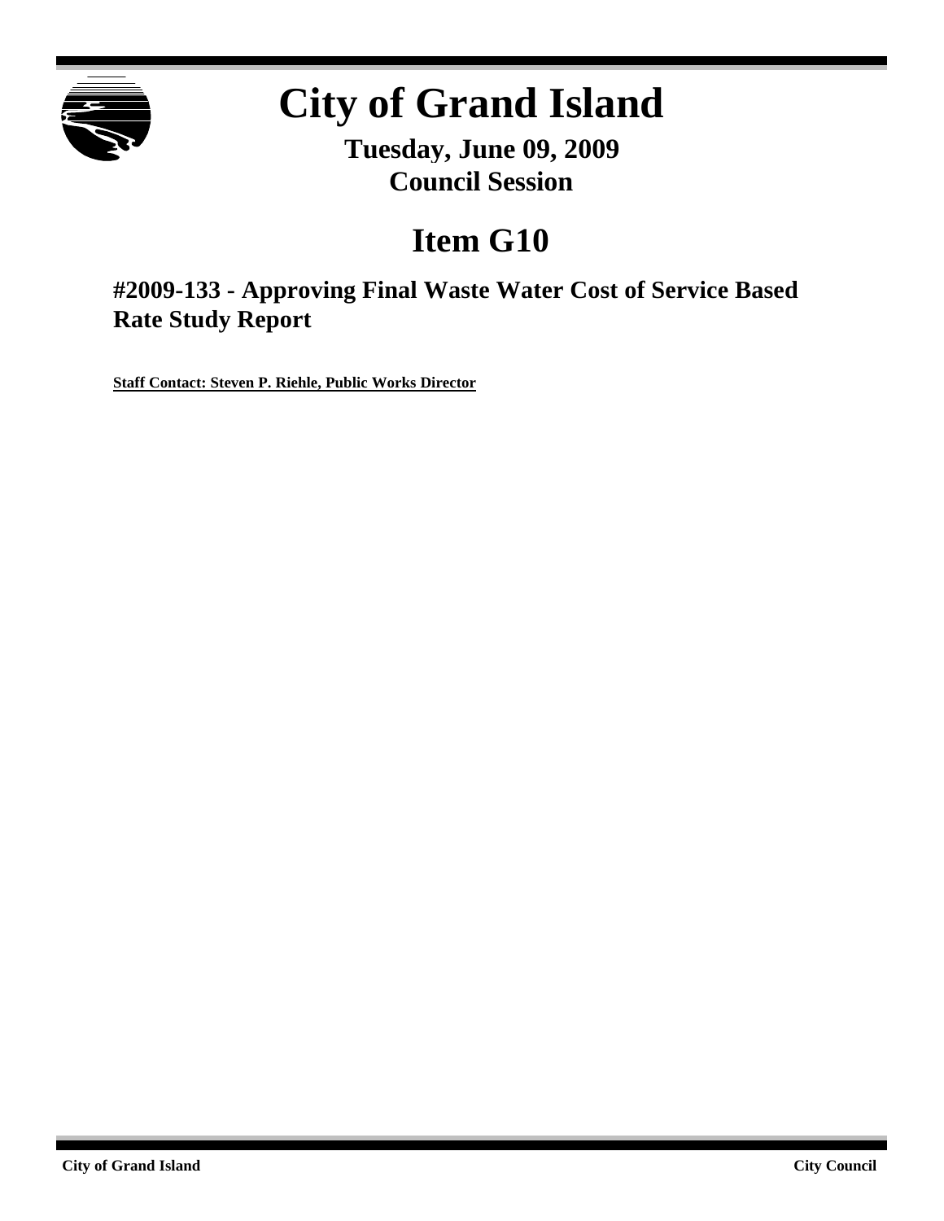# City of Grand Island

**Tuesday, June 09, 2009**
**Council Session**

## Item G10

### #2009-133 - Approving Final Waste Water Cost of Service Based Rate Study Report

**Staff Contact: Steven P. Riehle, Public Works Director**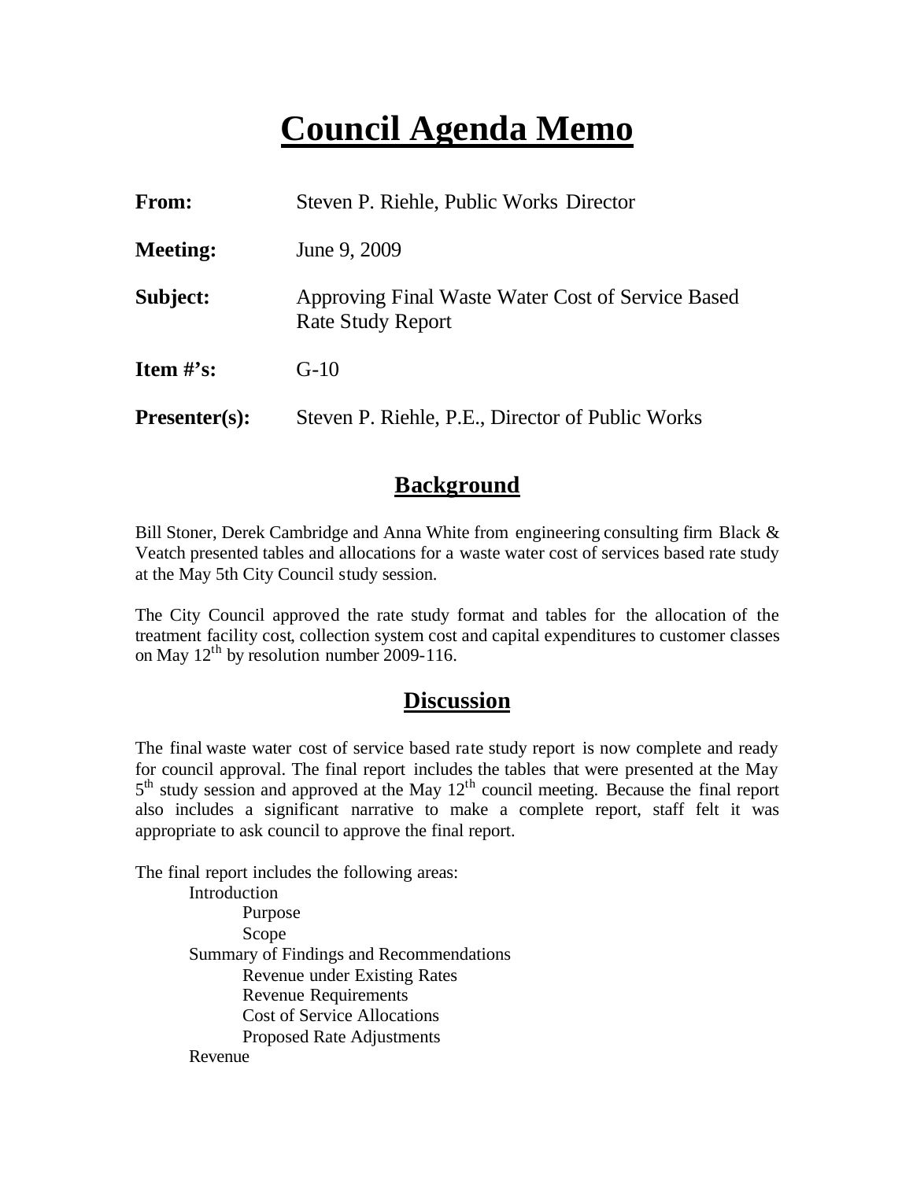# Council Agenda Memo

**From:** Steven P. Riehle, Public Works Director

**Meeting:** June 9, 2009

**Subject:** Approving Final Waste Water Cost of Service Based Rate Study Report

**Item #'s:** G-10

**Presenter(s):** Steven P. Riehle, P.E., Director of Public Works

## Background

Bill Stoner, Derek Cambridge and Anna White from engineering consulting firm Black & Veatch presented tables and allocations for a waste water cost of services based rate study at the May 5th City Council study session.

The City Council approved the rate study format and tables for the allocation of the treatment facility cost, collection system cost and capital expenditures to customer classes on May 12th by resolution number 2009-116.

## Discussion

The final waste water cost of service based rate study report is now complete and ready for council approval. The final report includes the tables that were presented at the May 5th study session and approved at the May 12th council meeting. Because the final report also includes a significant narrative to make a complete report, staff felt it was appropriate to ask council to approve the final report.

The final report includes the following areas:

- Introduction
  - Purpose
  - Scope
- Summary of Findings and Recommendations
  - Revenue under Existing Rates
  - Revenue Requirements
  - Cost of Service Allocations
  - Proposed Rate Adjustments
- Revenue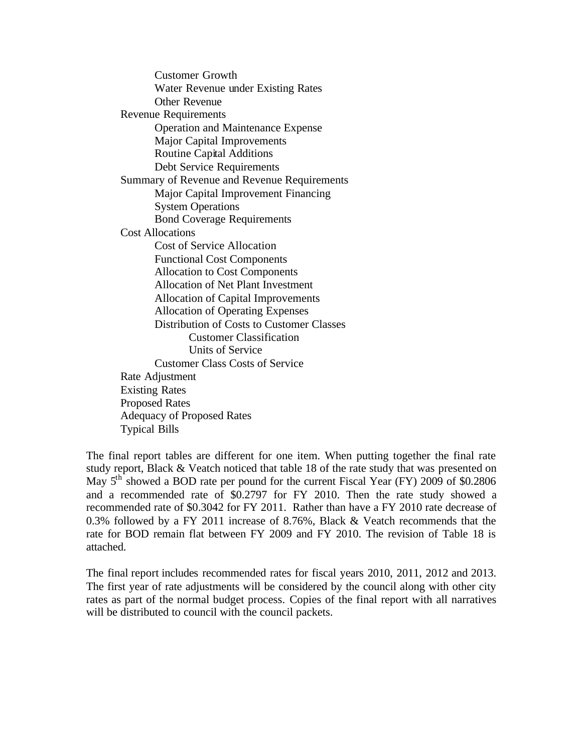- Customer Growth
- Water Revenue under Existing Rates
- Other Revenue

Revenue Requirements
- Operation and Maintenance Expense
- Major Capital Improvements
- Routine Capital Additions
- Debt Service Requirements

Summary of Revenue and Revenue Requirements
- Major Capital Improvement Financing
- System Operations
- Bond Coverage Requirements

Cost Allocations
- Cost of Service Allocation
- Functional Cost Components
- Allocation to Cost Components
- Allocation of Net Plant Investment
- Allocation of Capital Improvements
- Allocation of Operating Expenses
- Distribution of Costs to Customer Classes
  - Customer Classification
  - Units of Service
- Customer Class Costs of Service

Rate Adjustment

Existing Rates

Proposed Rates

Adequacy of Proposed Rates

Typical Bills

The final report tables are different for one item. When putting together the final rate study report, Black & Veatch noticed that table 18 of the rate study that was presented on May 5th showed a BOD rate per pound for the current Fiscal Year (FY) 2009 of $0.2806 and a recommended rate of $0.2797 for FY 2010. Then the rate study showed a recommended rate of $0.3042 for FY 2011. Rather than have a FY 2010 rate decrease of 0.3% followed by a FY 2011 increase of 8.76%, Black & Veatch recommends that the rate for BOD remain flat between FY 2009 and FY 2010. The revision of Table 18 is attached.

The final report includes recommended rates for fiscal years 2010, 2011, 2012 and 2013. The first year of rate adjustments will be considered by the council along with other city rates as part of the normal budget process. Copies of the final report with all narratives will be distributed to council with the council packets.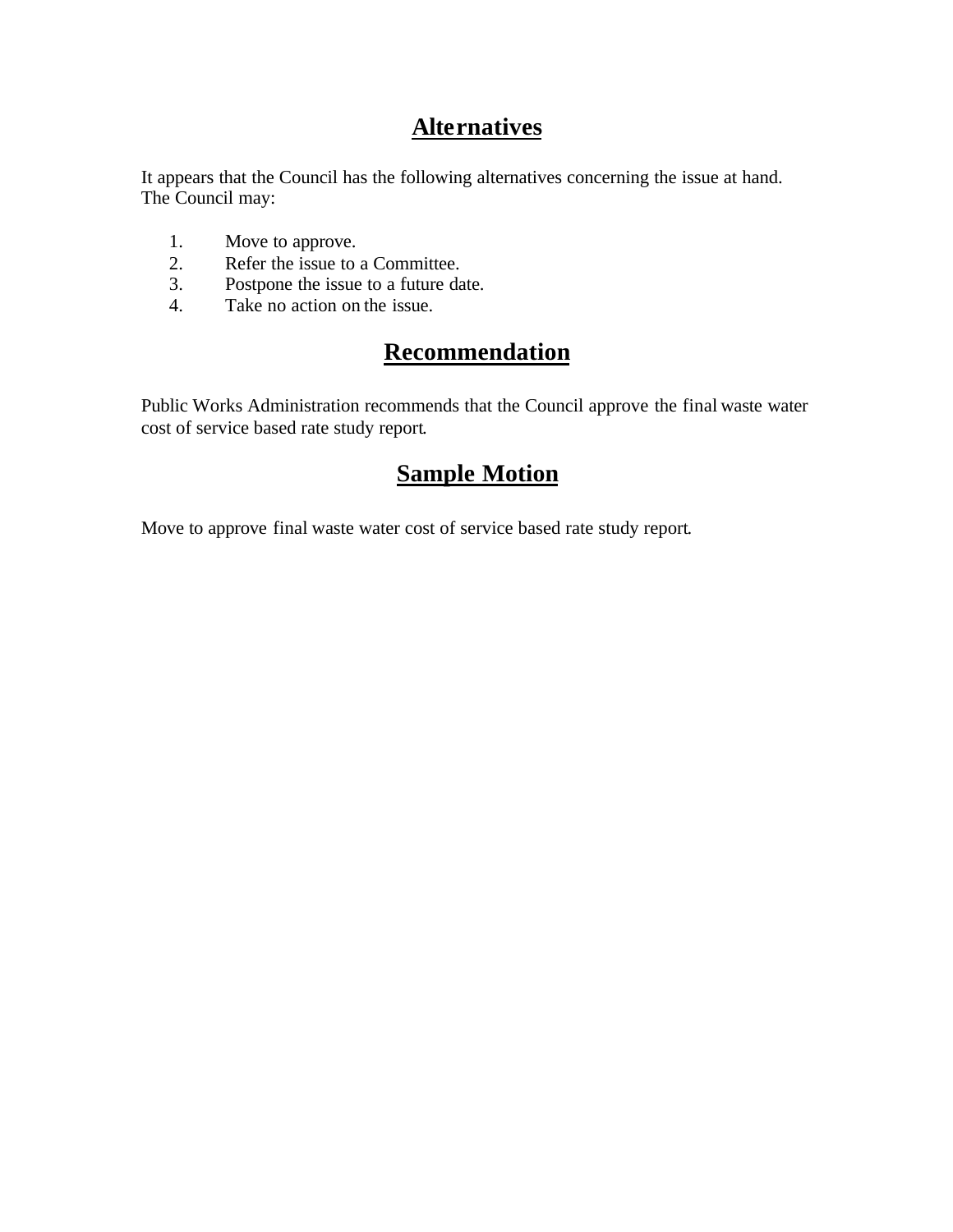## Alternatives

It appears that the Council has the following alternatives concerning the issue at hand. The Council may:

1. Move to approve.
2. Refer the issue to a Committee.
3. Postpone the issue to a future date.
4. Take no action on the issue.

## Recommendation

Public Works Administration recommends that the Council approve the final waste water cost of service based rate study report.

## Sample Motion

Move to approve final waste water cost of service based rate study report.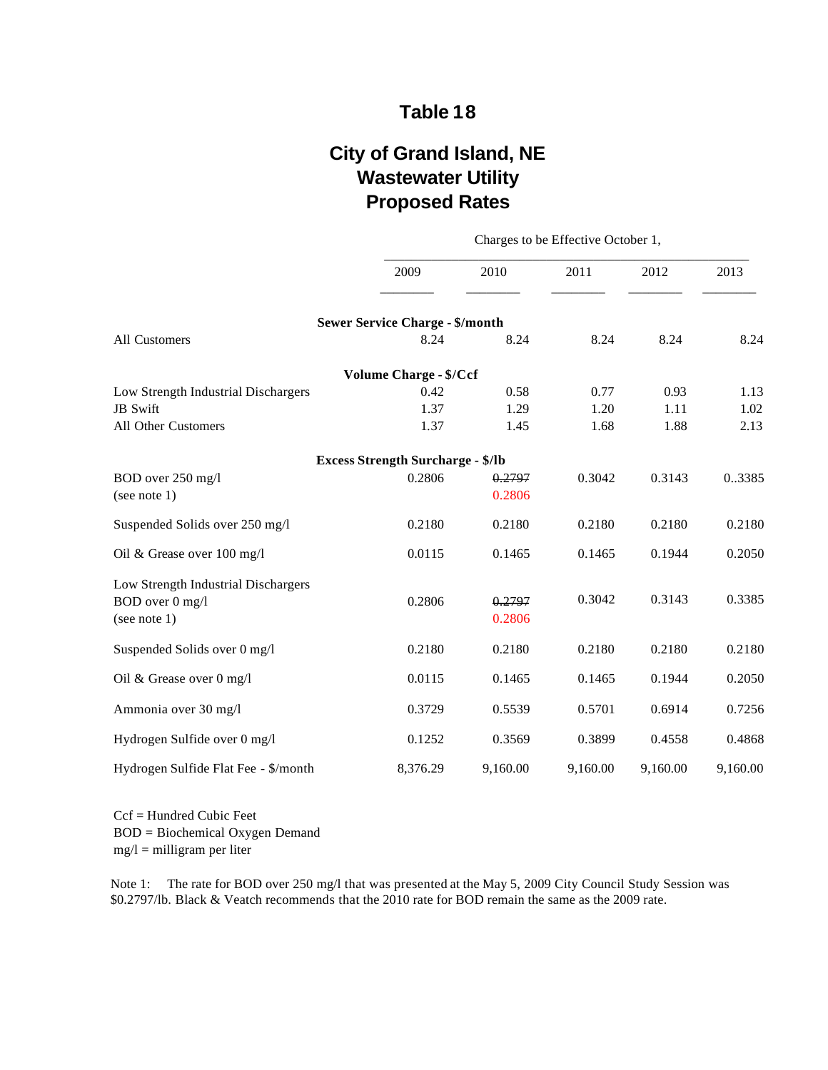# Table 18

## City of Grand Island, NE
## Wastewater Utility
## Proposed Rates

| | Charges to be Effective October 1, | | | | |
|---|---|---|---|---|---|
| | 2009 | 2010 | 2011 | 2012 | 2013 |
| **Sewer Service Charge - $/month** | | | | | |
| All Customers | 8.24 | 8.24 | 8.24 | 8.24 | 8.24 |
| **Volume Charge - $/Ccf** | | | | | |
| Low Strength Industrial Dischargers | 0.42 | 0.58 | 0.77 | 0.93 | 1.13 |
| JB Swift | 1.37 | 1.29 | 1.20 | 1.11 | 1.02 |
| All Other Customers | 1.37 | 1.45 | 1.68 | 1.88 | 2.13 |
| **Excess Strength Surcharge - $/lb** | | | | | |
| BOD over 250 mg/l (see note 1) | 0.2806 | ~~0.2797~~ 0.2806 | 0.3042 | 0.3143 | 0..3385 |
| Suspended Solids over 250 mg/l | 0.2180 | 0.2180 | 0.2180 | 0.2180 | 0.2180 |
| Oil & Grease over 100 mg/l | 0.0115 | 0.1465 | 0.1465 | 0.1944 | 0.2050 |
| Low Strength Industrial Dischargers BOD over 0 mg/l (see note 1) | 0.2806 | ~~0.2797~~ 0.2806 | 0.3042 | 0.3143 | 0.3385 |
| Suspended Solids over 0 mg/l | 0.2180 | 0.2180 | 0.2180 | 0.2180 | 0.2180 |
| Oil & Grease over 0 mg/l | 0.0115 | 0.1465 | 0.1465 | 0.1944 | 0.2050 |
| Ammonia over 30 mg/l | 0.3729 | 0.5539 | 0.5701 | 0.6914 | 0.7256 |
| Hydrogen Sulfide over 0 mg/l | 0.1252 | 0.3569 | 0.3899 | 0.4558 | 0.4868 |
| Hydrogen Sulfide Flat Fee - $/month | 8,376.29 | 9,160.00 | 9,160.00 | 9,160.00 | 9,160.00 |

Ccf = Hundred Cubic Feet
BOD = Biochemical Oxygen Demand
mg/l = milligram per liter

Note 1: The rate for BOD over 250 mg/l that was presented at the May 5, 2009 City Council Study Session was $0.2797/lb. Black & Veatch recommends that the 2010 rate for BOD remain the same as the 2009 rate.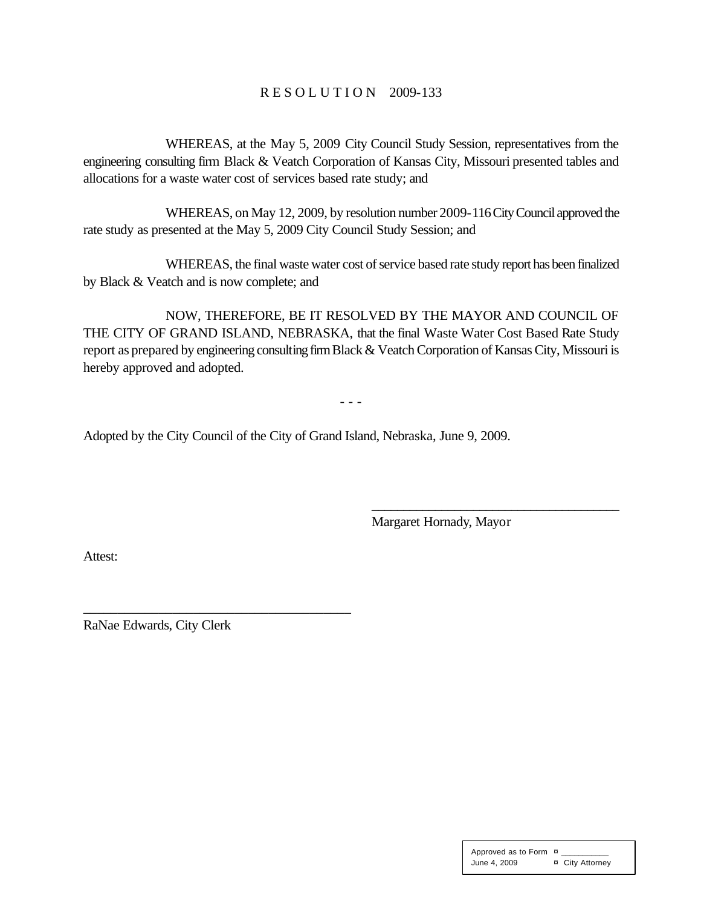# RESOLUTION 2009-133

WHEREAS, at the May 5, 2009 City Council Study Session, representatives from the engineering consulting firm Black & Veatch Corporation of Kansas City, Missouri presented tables and allocations for a waste water cost of services based rate study; and

WHEREAS, on May 12, 2009, by resolution number 2009-116 City Council approved the rate study as presented at the May 5, 2009 City Council Study Session; and

WHEREAS, the final waste water cost of service based rate study report has been finalized by Black & Veatch and is now complete; and

NOW, THEREFORE, BE IT RESOLVED BY THE MAYOR AND COUNCIL OF THE CITY OF GRAND ISLAND, NEBRASKA, that the final Waste Water Cost Based Rate Study report as prepared by engineering consulting firm Black & Veatch Corporation of Kansas City, Missouri is hereby approved and adopted.

- - -

Adopted by the City Council of the City of Grand Island, Nebraska, June 9, 2009.

_____________________________________
Margaret Hornady, Mayor

Attest:

_____________________________________
RaNae Edwards, City Clerk

Approved as to Form ¤ __________
June 4, 2009 ¤ City Attorney